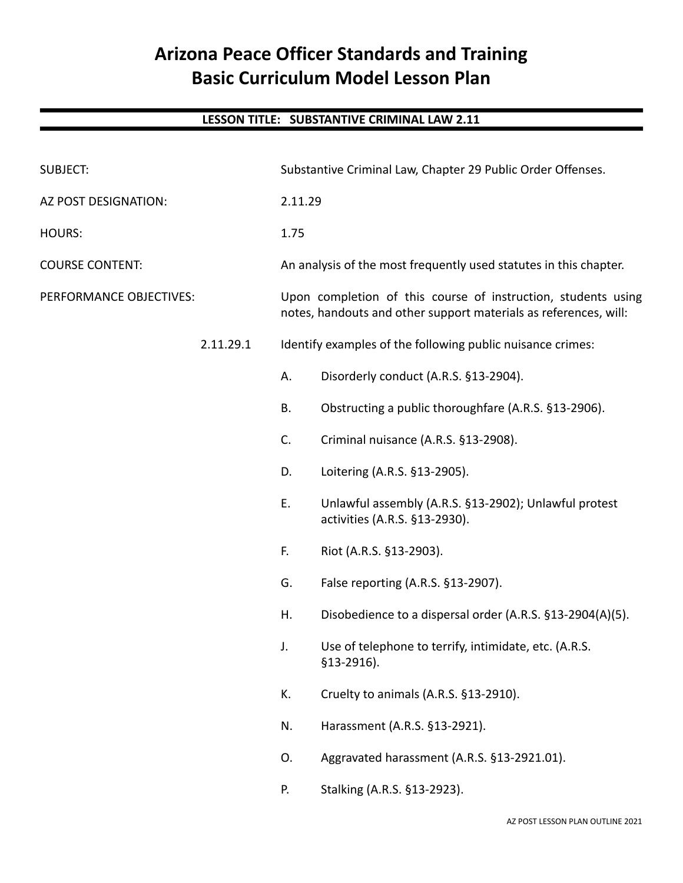# Arizona Peace Officer Standards and Training
# Basic Curriculum Model Lesson Plan

**LESSON TITLE: SUBSTANTIVE CRIMINAL LAW 2.11**

SUBJECT: Substantive Criminal Law, Chapter 29 Public Order Offenses.

AZ POST DESIGNATION: 2.11.29

HOURS: 1.75

COURSE CONTENT: An analysis of the most frequently used statutes in this chapter.

PERFORMANCE OBJECTIVES: Upon completion of this course of instruction, students using notes, handouts and other support materials as references, will:

2.11.29.1 Identify examples of the following public nuisance crimes:

- A. Disorderly conduct (A.R.S. §13-2904).
- B. Obstructing a public thoroughfare (A.R.S. §13-2906).
- C. Criminal nuisance (A.R.S. §13-2908).
- D. Loitering (A.R.S. §13-2905).
- E. Unlawful assembly (A.R.S. §13-2902); Unlawful protest activities (A.R.S. §13-2930).
- F. Riot (A.R.S. §13-2903).
- G. False reporting (A.R.S. §13-2907).
- H. Disobedience to a dispersal order (A.R.S. §13-2904(A)(5).
- J. Use of telephone to terrify, intimidate, etc. (A.R.S. §13-2916).
- K. Cruelty to animals (A.R.S. §13-2910).
- N. Harassment (A.R.S. §13-2921).
- O. Aggravated harassment (A.R.S. §13-2921.01).
- P. Stalking (A.R.S. §13-2923).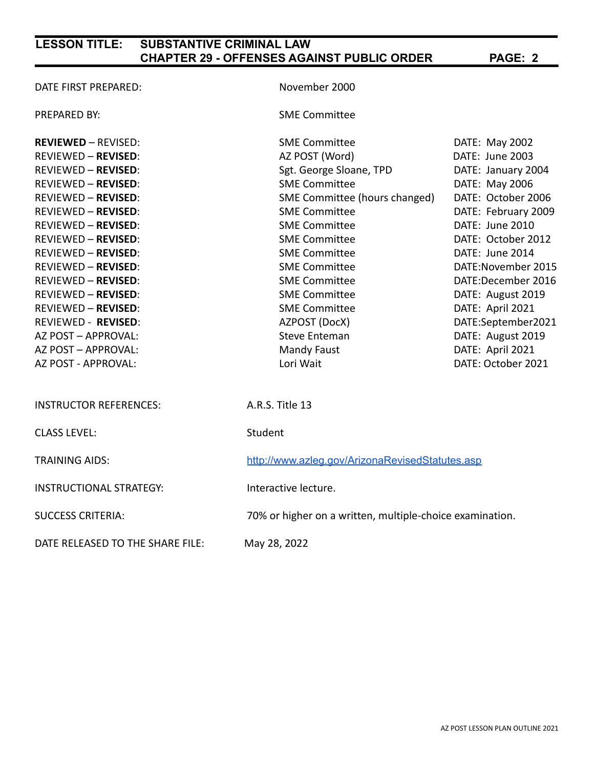| | | |
|---|---|---|
| DATE FIRST PREPARED: | November 2000 | |
| PREPARED BY: | SME Committee | |
| **REVIEWED** – REVISED: | SME Committee | DATE: May 2002 |
| REVIEWED – **REVISED**: | AZ POST (Word) | DATE: June 2003 |
| REVIEWED – **REVISED**: | Sgt. George Sloane, TPD | DATE: January 2004 |
| REVIEWED – **REVISED**: | SME Committee | DATE: May 2006 |
| REVIEWED – **REVISED**: | SME Committee (hours changed) | DATE: October 2006 |
| REVIEWED – **REVISED**: | SME Committee | DATE: February 2009 |
| REVIEWED – **REVISED**: | SME Committee | DATE: June 2010 |
| REVIEWED – **REVISED**: | SME Committee | DATE: October 2012 |
| REVIEWED – **REVISED**: | SME Committee | DATE: June 2014 |
| REVIEWED – **REVISED**: | SME Committee | DATE:November 2015 |
| REVIEWED – **REVISED**: | SME Committee | DATE:December 2016 |
| REVIEWED – **REVISED**: | SME Committee | DATE: August 2019 |
| REVIEWED – **REVISED**: | SME Committee | DATE: April 2021 |
| REVIEWED - **REVISED**: | AZPOST (DocX) | DATE:September2021 |
| AZ POST – APPROVAL: | Steve Enteman | DATE: August 2019 |
| AZ POST – APPROVAL: | Mandy Faust | DATE: April 2021 |
| AZ POST - APPROVAL: | Lori Wait | DATE: October 2021 |

| | |
|---|---|
| INSTRUCTOR REFERENCES: | A.R.S. Title 13 |
| CLASS LEVEL: | Student |
| TRAINING AIDS: | http://www.azleg.gov/ArizonaRevisedStatutes.asp |
| INSTRUCTIONAL STRATEGY: | Interactive lecture. |
| SUCCESS CRITERIA: | 70% or higher on a written, multiple-choice examination. |
| DATE RELEASED TO THE SHARE FILE: | May 28, 2022 |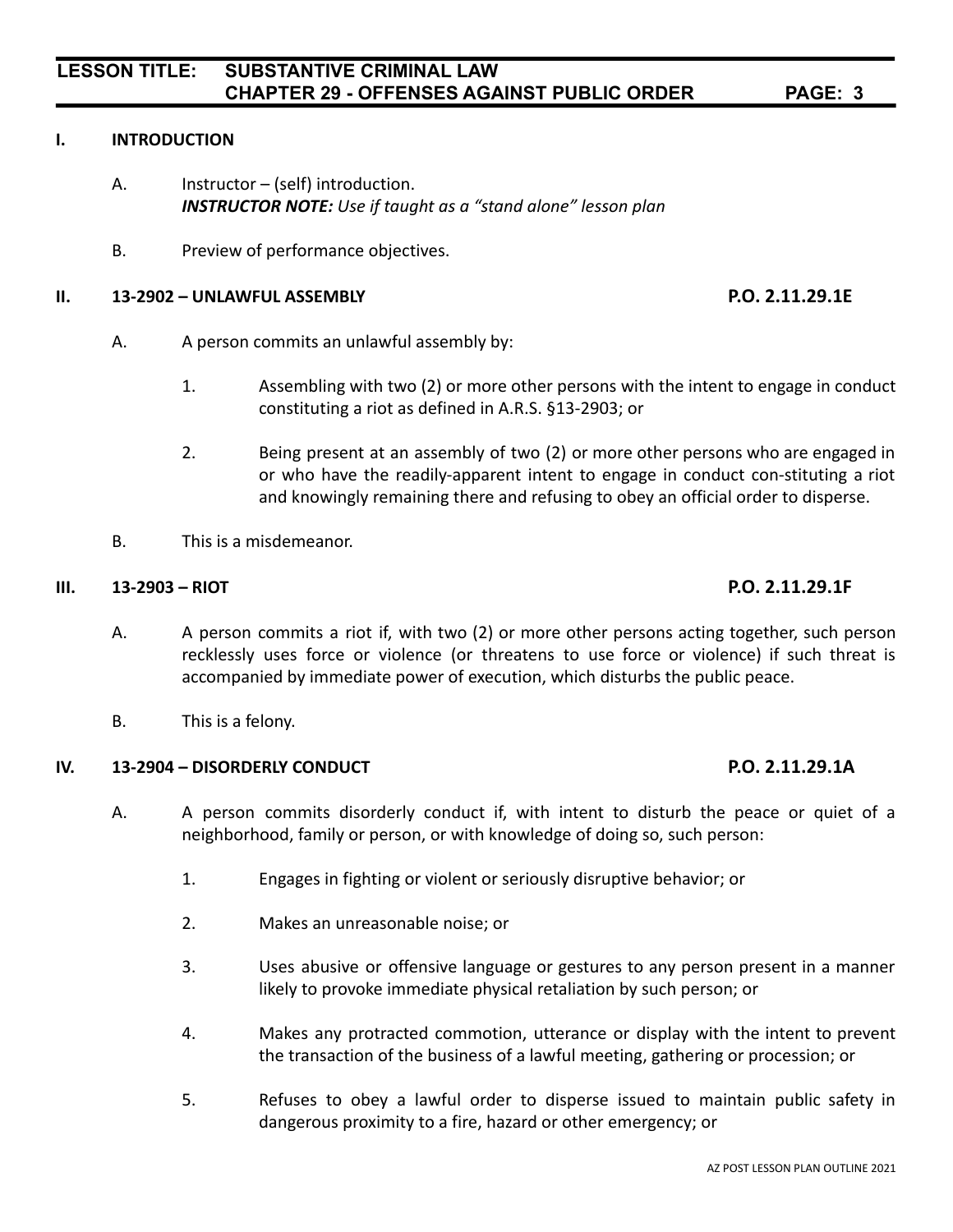## I. INTRODUCTION

A. Instructor – (self) introduction.
***INSTRUCTOR NOTE:** Use if taught as a "stand alone" lesson plan*

B. Preview of performance objectives.

## II. 13-2902 – UNLAWFUL ASSEMBLY P.O. 2.11.29.1E

A. A person commits an unlawful assembly by:

1. Assembling with two (2) or more other persons with the intent to engage in conduct constituting a riot as defined in A.R.S. §13-2903; or

2. Being present at an assembly of two (2) or more other persons who are engaged in or who have the readily-apparent intent to engage in conduct con-stituting a riot and knowingly remaining there and refusing to obey an official order to disperse.

B. This is a misdemeanor.

## III. 13-2903 – RIOT P.O. 2.11.29.1F

A. A person commits a riot if, with two (2) or more other persons acting together, such person recklessly uses force or violence (or threatens to use force or violence) if such threat is accompanied by immediate power of execution, which disturbs the public peace.

B. This is a felony.

## IV. 13-2904 – DISORDERLY CONDUCT P.O. 2.11.29.1A

A. A person commits disorderly conduct if, with intent to disturb the peace or quiet of a neighborhood, family or person, or with knowledge of doing so, such person:

1. Engages in fighting or violent or seriously disruptive behavior; or

2. Makes an unreasonable noise; or

3. Uses abusive or offensive language or gestures to any person present in a manner likely to provoke immediate physical retaliation by such person; or

4. Makes any protracted commotion, utterance or display with the intent to prevent the transaction of the business of a lawful meeting, gathering or procession; or

5. Refuses to obey a lawful order to disperse issued to maintain public safety in dangerous proximity to a fire, hazard or other emergency; or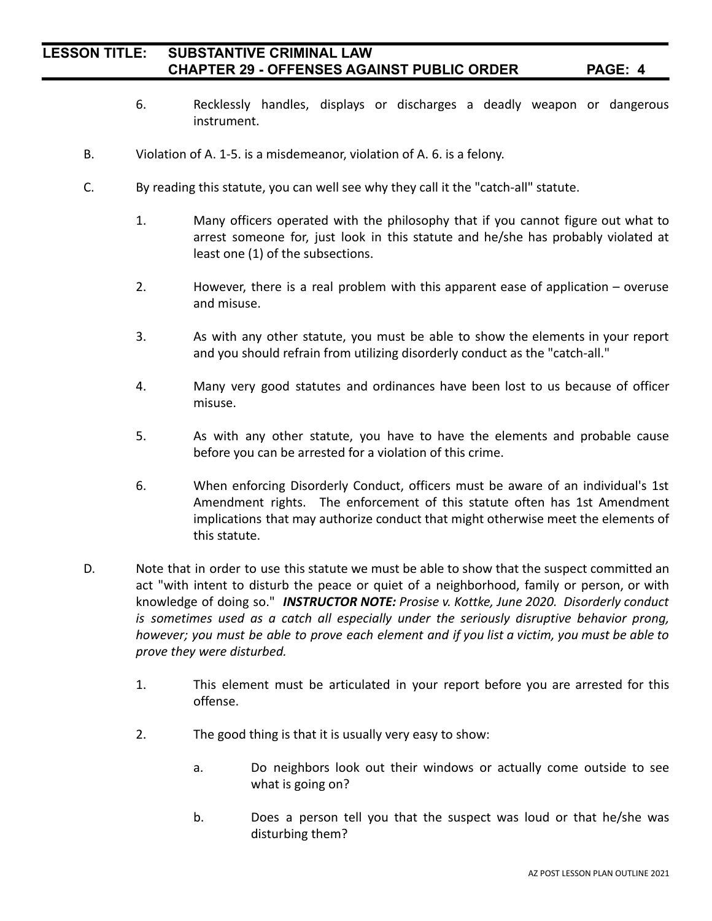6. Recklessly handles, displays or discharges a deadly weapon or dangerous instrument.

B. Violation of A. 1-5. is a misdemeanor, violation of A. 6. is a felony.

C. By reading this statute, you can well see why they call it the "catch-all" statute.

1. Many officers operated with the philosophy that if you cannot figure out what to arrest someone for, just look in this statute and he/she has probably violated at least one (1) of the subsections.

2. However, there is a real problem with this apparent ease of application – overuse and misuse.

3. As with any other statute, you must be able to show the elements in your report and you should refrain from utilizing disorderly conduct as the "catch-all."

4. Many very good statutes and ordinances have been lost to us because of officer misuse.

5. As with any other statute, you have to have the elements and probable cause before you can be arrested for a violation of this crime.

6. When enforcing Disorderly Conduct, officers must be aware of an individual's 1st Amendment rights. The enforcement of this statute often has 1st Amendment implications that may authorize conduct that might otherwise meet the elements of this statute.

D. Note that in order to use this statute we must be able to show that the suspect committed an act "with intent to disturb the peace or quiet of a neighborhood, family or person, or with knowledge of doing so." ***INSTRUCTOR NOTE:*** *Prosise v. Kottke, June 2020. Disorderly conduct is sometimes used as a catch all especially under the seriously disruptive behavior prong, however; you must be able to prove each element and if you list a victim, you must be able to prove they were disturbed.*

1. This element must be articulated in your report before you are arrested for this offense.

2. The good thing is that it is usually very easy to show:

   a. Do neighbors look out their windows or actually come outside to see what is going on?

   b. Does a person tell you that the suspect was loud or that he/she was disturbing them?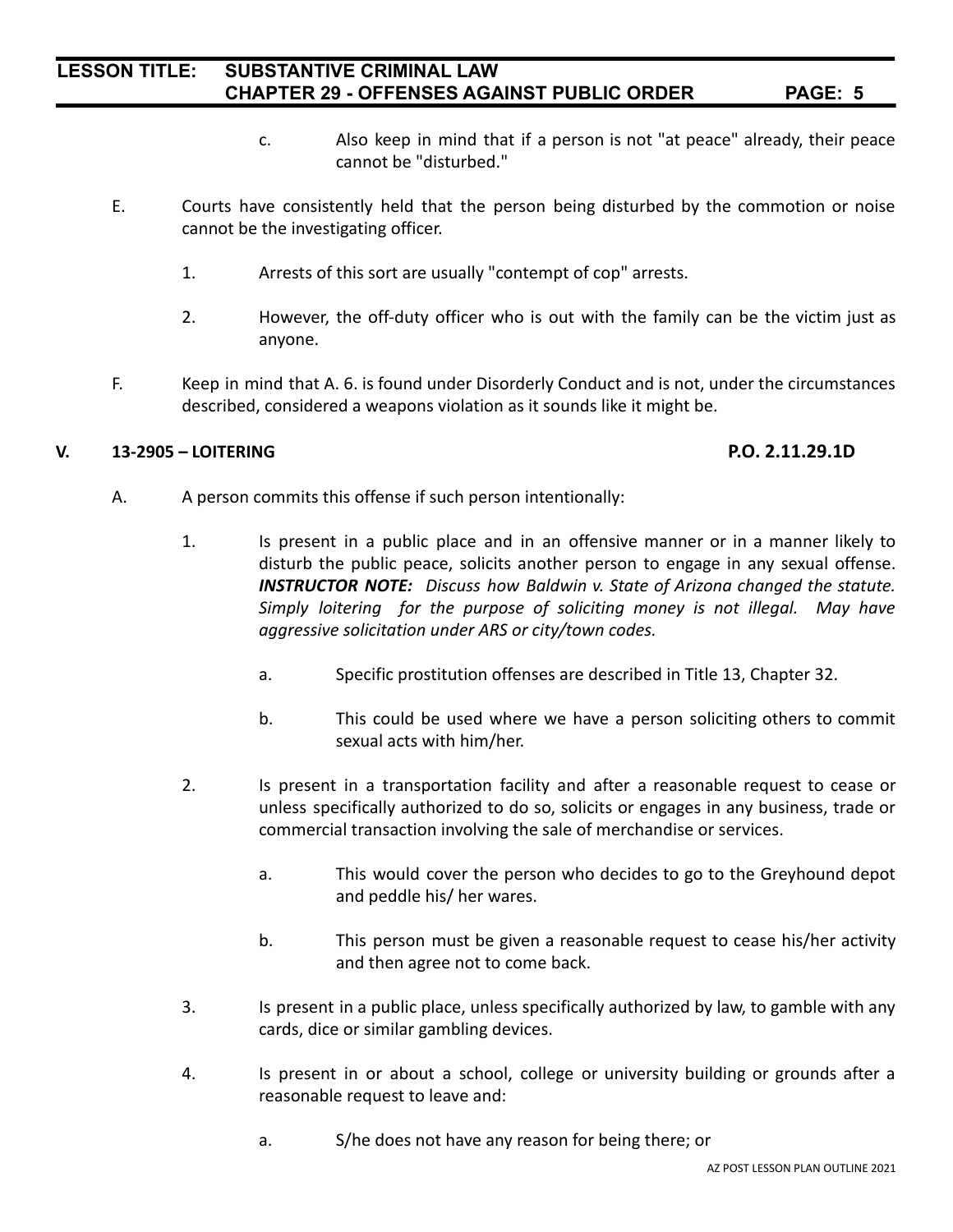c. Also keep in mind that if a person is not "at peace" already, their peace cannot be "disturbed."

E. Courts have consistently held that the person being disturbed by the commotion or noise cannot be the investigating officer.

1. Arrests of this sort are usually "contempt of cop" arrests.

2. However, the off-duty officer who is out with the family can be the victim just as anyone.

F. Keep in mind that A. 6. is found under Disorderly Conduct and is not, under the circumstances described, considered a weapons violation as it sounds like it might be.

## V. 13-2905 – LOITERING **P.O. 2.11.29.1D**

A. A person commits this offense if such person intentionally:

1. Is present in a public place and in an offensive manner or in a manner likely to disturb the public peace, solicits another person to engage in any sexual offense. ***INSTRUCTOR NOTE:*** *Discuss how Baldwin v. State of Arizona changed the statute. Simply loitering for the purpose of soliciting money is not illegal. May have aggressive solicitation under ARS or city/town codes.*

   a. Specific prostitution offenses are described in Title 13, Chapter 32.

   b. This could be used where we have a person soliciting others to commit sexual acts with him/her.

2. Is present in a transportation facility and after a reasonable request to cease or unless specifically authorized to do so, solicits or engages in any business, trade or commercial transaction involving the sale of merchandise or services.

   a. This would cover the person who decides to go to the Greyhound depot and peddle his/ her wares.

   b. This person must be given a reasonable request to cease his/her activity and then agree not to come back.

3. Is present in a public place, unless specifically authorized by law, to gamble with any cards, dice or similar gambling devices.

4. Is present in or about a school, college or university building or grounds after a reasonable request to leave and:

   a. S/he does not have any reason for being there; or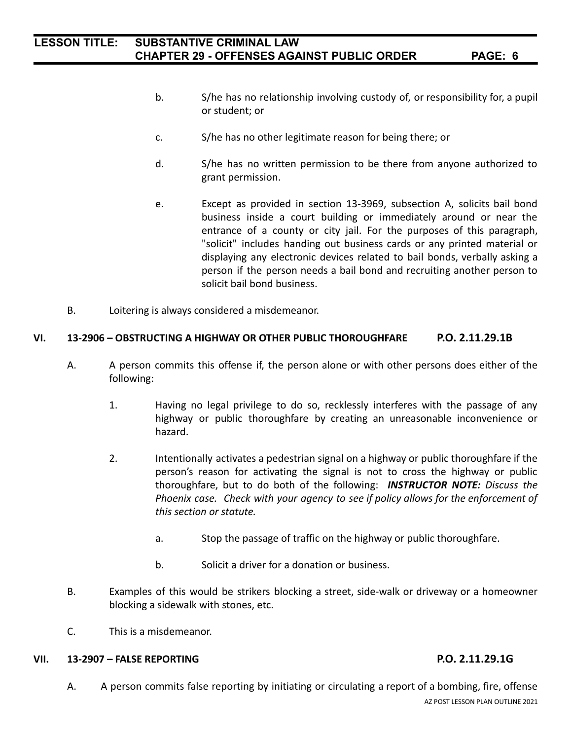b. S/he has no relationship involving custody of, or responsibility for, a pupil or student; or

c. S/he has no other legitimate reason for being there; or

d. S/he has no written permission to be there from anyone authorized to grant permission.

e. Except as provided in section 13-3969, subsection A, solicits bail bond business inside a court building or immediately around or near the entrance of a county or city jail. For the purposes of this paragraph, "solicit" includes handing out business cards or any printed material or displaying any electronic devices related to bail bonds, verbally asking a person if the person needs a bail bond and recruiting another person to solicit bail bond business.

B. Loitering is always considered a misdemeanor.

## VI. 13-2906 – OBSTRUCTING A HIGHWAY OR OTHER PUBLIC THOROUGHFARE P.O. 2.11.29.1B

A. A person commits this offense if, the person alone or with other persons does either of the following:

1. Having no legal privilege to do so, recklessly interferes with the passage of any highway or public thoroughfare by creating an unreasonable inconvenience or hazard.

2. Intentionally activates a pedestrian signal on a highway or public thoroughfare if the person's reason for activating the signal is not to cross the highway or public thoroughfare, but to do both of the following: ***INSTRUCTOR NOTE:*** *Discuss the Phoenix case. Check with your agency to see if policy allows for the enforcement of this section or statute.*

   a. Stop the passage of traffic on the highway or public thoroughfare.

   b. Solicit a driver for a donation or business.

B. Examples of this would be strikers blocking a street, side-walk or driveway or a homeowner blocking a sidewalk with stones, etc.

C. This is a misdemeanor.

## VII. 13-2907 – FALSE REPORTING P.O. 2.11.29.1G

A. A person commits false reporting by initiating or circulating a report of a bombing, fire, offense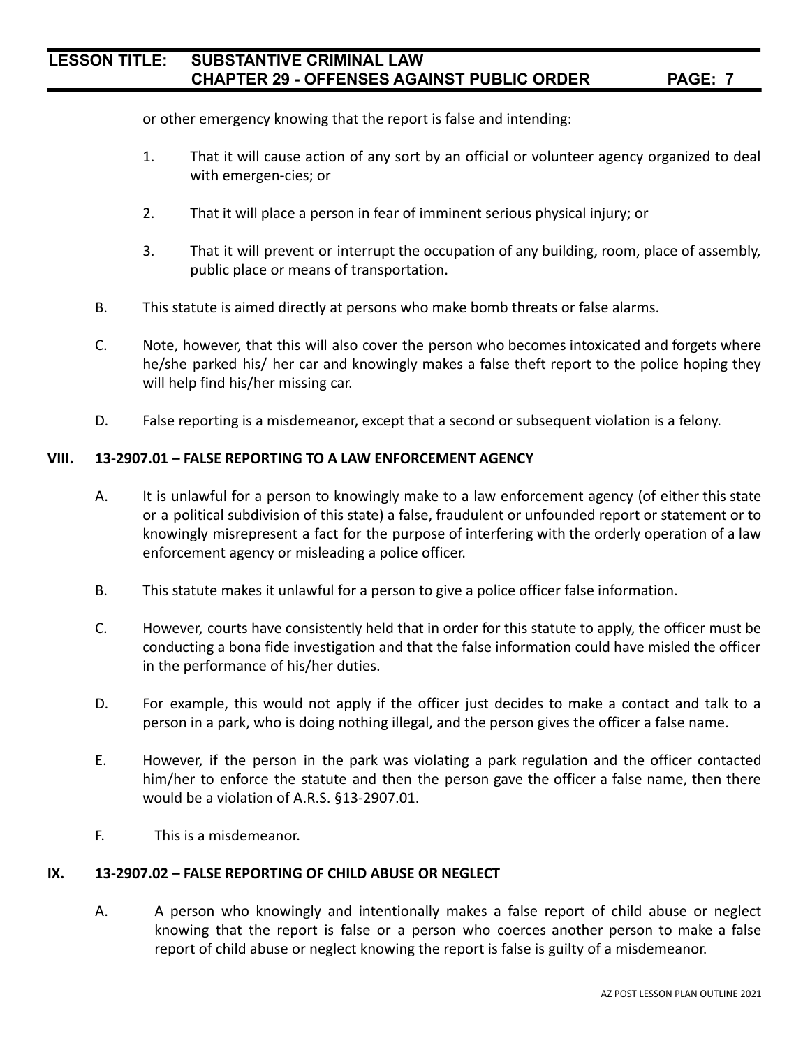or other emergency knowing that the report is false and intending:

1. That it will cause action of any sort by an official or volunteer agency organized to deal with emergen-cies; or

2. That it will place a person in fear of imminent serious physical injury; or

3. That it will prevent or interrupt the occupation of any building, room, place of assembly, public place or means of transportation.

B. This statute is aimed directly at persons who make bomb threats or false alarms.

C. Note, however, that this will also cover the person who becomes intoxicated and forgets where he/she parked his/ her car and knowingly makes a false theft report to the police hoping they will help find his/her missing car.

D. False reporting is a misdemeanor, except that a second or subsequent violation is a felony.

## VIII. 13-2907.01 – FALSE REPORTING TO A LAW ENFORCEMENT AGENCY

A. It is unlawful for a person to knowingly make to a law enforcement agency (of either this state or a political subdivision of this state) a false, fraudulent or unfounded report or statement or to knowingly misrepresent a fact for the purpose of interfering with the orderly operation of a law enforcement agency or misleading a police officer.

B. This statute makes it unlawful for a person to give a police officer false information.

C. However, courts have consistently held that in order for this statute to apply, the officer must be conducting a bona fide investigation and that the false information could have misled the officer in the performance of his/her duties.

D. For example, this would not apply if the officer just decides to make a contact and talk to a person in a park, who is doing nothing illegal, and the person gives the officer a false name.

E. However, if the person in the park was violating a park regulation and the officer contacted him/her to enforce the statute and then the person gave the officer a false name, then there would be a violation of A.R.S. §13-2907.01.

F. This is a misdemeanor.

## IX. 13-2907.02 – FALSE REPORTING OF CHILD ABUSE OR NEGLECT

A. A person who knowingly and intentionally makes a false report of child abuse or neglect knowing that the report is false or a person who coerces another person to make a false report of child abuse or neglect knowing the report is false is guilty of a misdemeanor.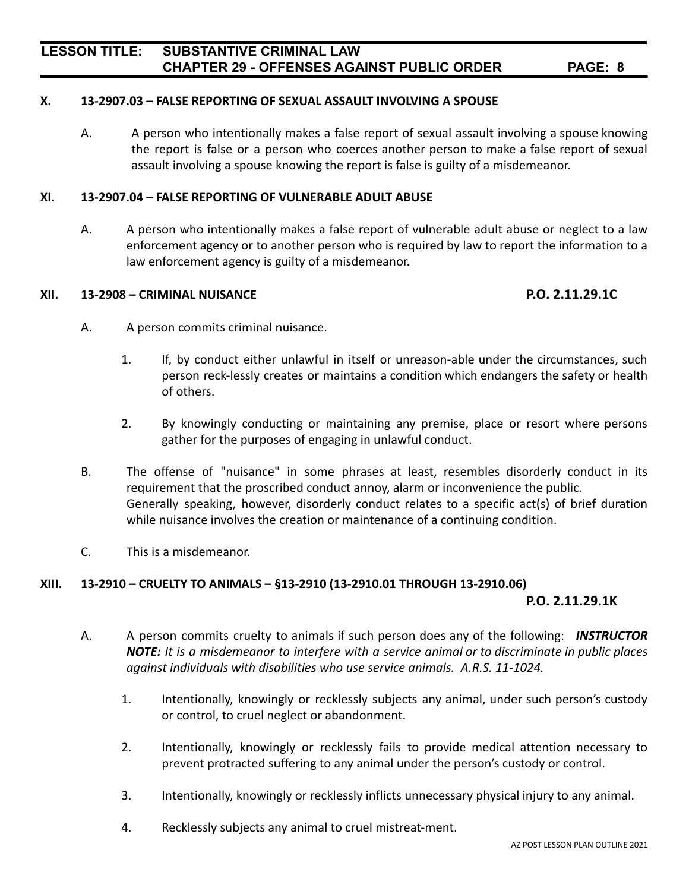**X. 13-2907.03 – FALSE REPORTING OF SEXUAL ASSAULT INVOLVING A SPOUSE**

A. A person who intentionally makes a false report of sexual assault involving a spouse knowing the report is false or a person who coerces another person to make a false report of sexual assault involving a spouse knowing the report is false is guilty of a misdemeanor.

**XI. 13-2907.04 – FALSE REPORTING OF VULNERABLE ADULT ABUSE**

A. A person who intentionally makes a false report of vulnerable adult abuse or neglect to a law enforcement agency or to another person who is required by law to report the information to a law enforcement agency is guilty of a misdemeanor.

**XII. 13-2908 – CRIMINAL NUISANCE** **P.O. 2.11.29.1C**

A. A person commits criminal nuisance.

1. If, by conduct either unlawful in itself or unreason-able under the circumstances, such person reck-lessly creates or maintains a condition which endangers the safety or health of others.

2. By knowingly conducting or maintaining any premise, place or resort where persons gather for the purposes of engaging in unlawful conduct.

B. The offense of "nuisance" in some phrases at least, resembles disorderly conduct in its requirement that the proscribed conduct annoy, alarm or inconvenience the public. Generally speaking, however, disorderly conduct relates to a specific act(s) of brief duration while nuisance involves the creation or maintenance of a continuing condition.

C. This is a misdemeanor.

**XIII. 13-2910 – CRUELTY TO ANIMALS – §13-2910 (13-2910.01 THROUGH 13-2910.06)** **P.O. 2.11.29.1K**

A. A person commits cruelty to animals if such person does any of the following: ***INSTRUCTOR NOTE:*** *It is a misdemeanor to interfere with a service animal or to discriminate in public places against individuals with disabilities who use service animals. A.R.S. 11-1024.*

1. Intentionally, knowingly or recklessly subjects any animal, under such person's custody or control, to cruel neglect or abandonment.

2. Intentionally, knowingly or recklessly fails to provide medical attention necessary to prevent protracted suffering to any animal under the person's custody or control.

3. Intentionally, knowingly or recklessly inflicts unnecessary physical injury to any animal.

4. Recklessly subjects any animal to cruel mistreat-ment.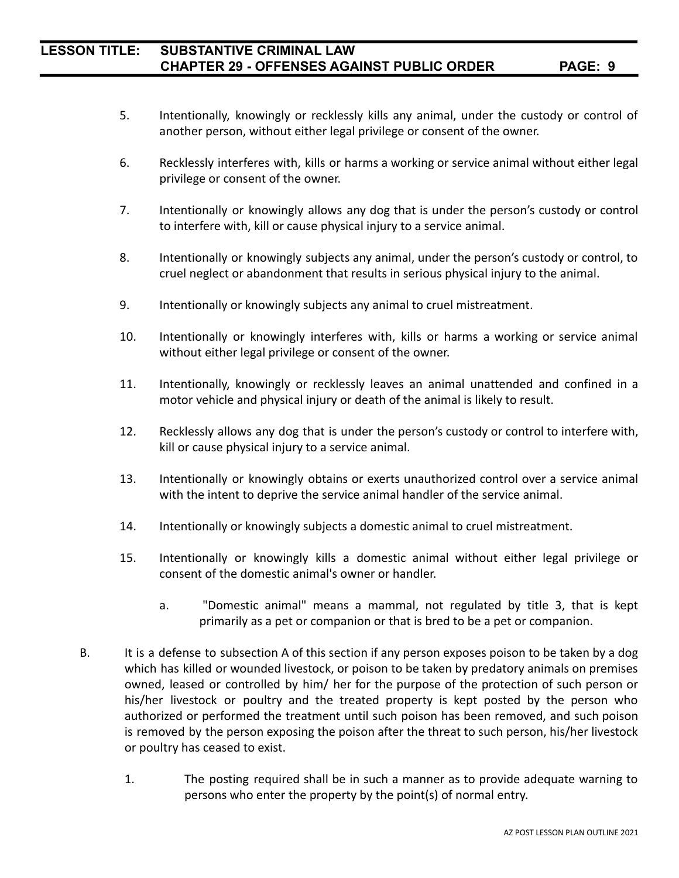5. Intentionally, knowingly or recklessly kills any animal, under the custody or control of another person, without either legal privilege or consent of the owner.

6. Recklessly interferes with, kills or harms a working or service animal without either legal privilege or consent of the owner.

7. Intentionally or knowingly allows any dog that is under the person's custody or control to interfere with, kill or cause physical injury to a service animal.

8. Intentionally or knowingly subjects any animal, under the person's custody or control, to cruel neglect or abandonment that results in serious physical injury to the animal.

9. Intentionally or knowingly subjects any animal to cruel mistreatment.

10. Intentionally or knowingly interferes with, kills or harms a working or service animal without either legal privilege or consent of the owner.

11. Intentionally, knowingly or recklessly leaves an animal unattended and confined in a motor vehicle and physical injury or death of the animal is likely to result.

12. Recklessly allows any dog that is under the person's custody or control to interfere with, kill or cause physical injury to a service animal.

13. Intentionally or knowingly obtains or exerts unauthorized control over a service animal with the intent to deprive the service animal handler of the service animal.

14. Intentionally or knowingly subjects a domestic animal to cruel mistreatment.

15. Intentionally or knowingly kills a domestic animal without either legal privilege or consent of the domestic animal's owner or handler.

    a. "Domestic animal" means a mammal, not regulated by title 3, that is kept primarily as a pet or companion or that is bred to be a pet or companion.

B. It is a defense to subsection A of this section if any person exposes poison to be taken by a dog which has killed or wounded livestock, or poison to be taken by predatory animals on premises owned, leased or controlled by him/ her for the purpose of the protection of such person or his/her livestock or poultry and the treated property is kept posted by the person who authorized or performed the treatment until such poison has been removed, and such poison is removed by the person exposing the poison after the threat to such person, his/her livestock or poultry has ceased to exist.

   1. The posting required shall be in such a manner as to provide adequate warning to persons who enter the property by the point(s) of normal entry.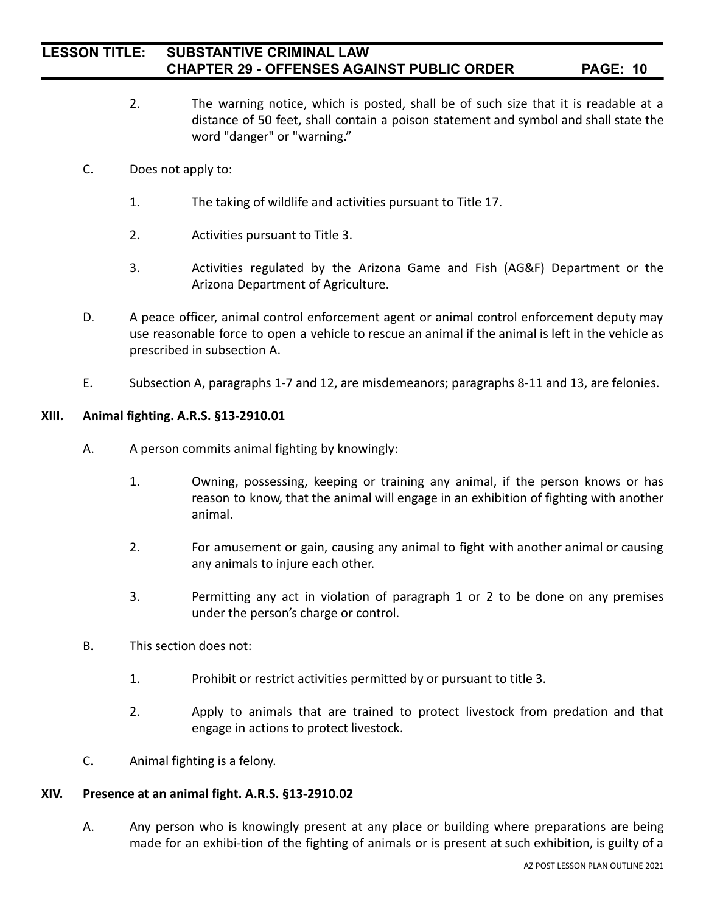2. The warning notice, which is posted, shall be of such size that it is readable at a distance of 50 feet, shall contain a poison statement and symbol and shall state the word "danger" or "warning."

C. Does not apply to:

1. The taking of wildlife and activities pursuant to Title 17.

2. Activities pursuant to Title 3.

3. Activities regulated by the Arizona Game and Fish (AG&F) Department or the Arizona Department of Agriculture.

D. A peace officer, animal control enforcement agent or animal control enforcement deputy may use reasonable force to open a vehicle to rescue an animal if the animal is left in the vehicle as prescribed in subsection A.

E. Subsection A, paragraphs 1-7 and 12, are misdemeanors; paragraphs 8-11 and 13, are felonies.

## XIII. Animal fighting. A.R.S. §13-2910.01

A. A person commits animal fighting by knowingly:

1. Owning, possessing, keeping or training any animal, if the person knows or has reason to know, that the animal will engage in an exhibition of fighting with another animal.

2. For amusement or gain, causing any animal to fight with another animal or causing any animals to injure each other.

3. Permitting any act in violation of paragraph 1 or 2 to be done on any premises under the person's charge or control.

B. This section does not:

1. Prohibit or restrict activities permitted by or pursuant to title 3.

2. Apply to animals that are trained to protect livestock from predation and that engage in actions to protect livestock.

C. Animal fighting is a felony.

## XIV. Presence at an animal fight. A.R.S. §13-2910.02

A. Any person who is knowingly present at any place or building where preparations are being made for an exhibi-tion of the fighting of animals or is present at such exhibition, is guilty of a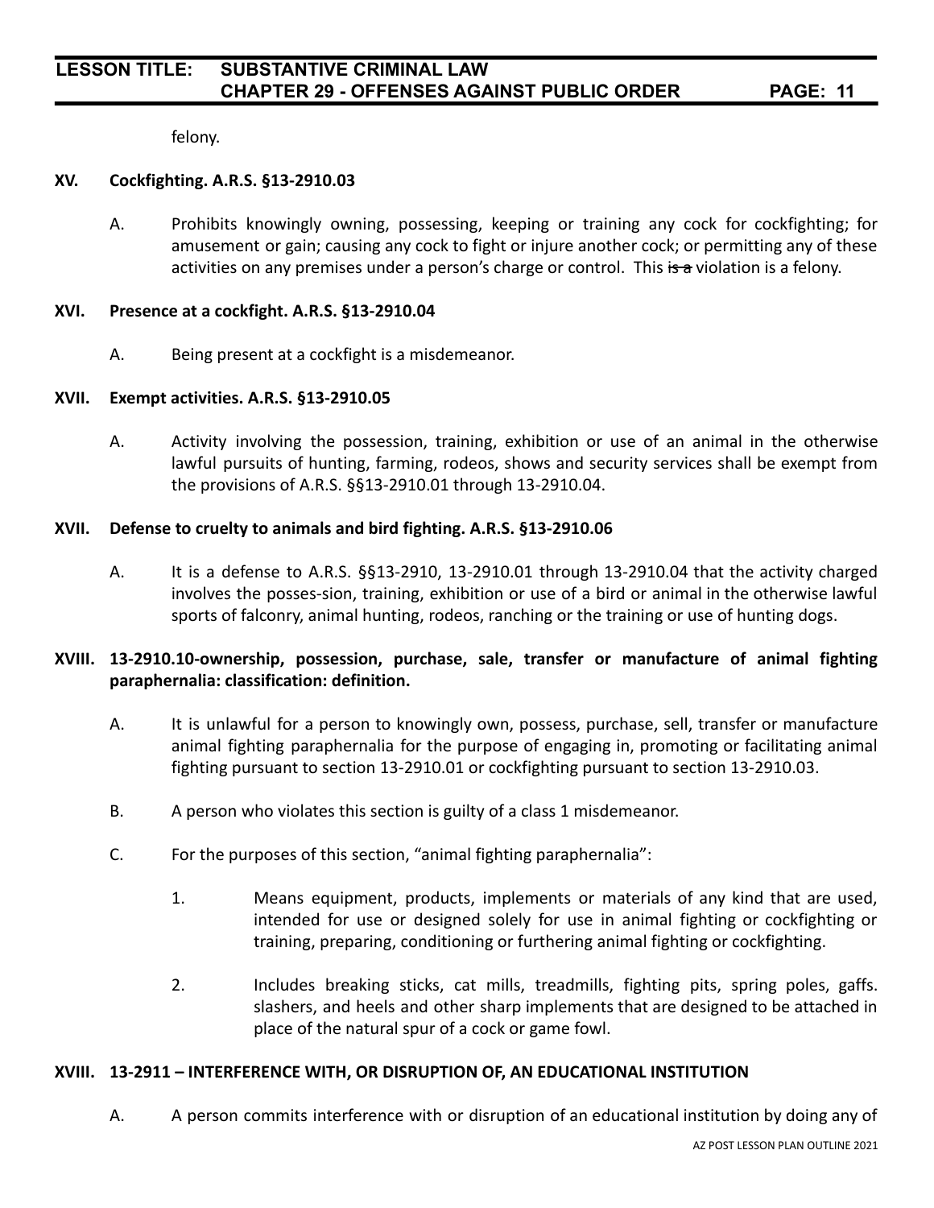felony.

**XV. Cockfighting. A.R.S. §13-2910.03**

A. Prohibits knowingly owning, possessing, keeping or training any cock for cockfighting; for amusement or gain; causing any cock to fight or injure another cock; or permitting any of these activities on any premises under a person's charge or control. This ~~is a~~ violation is a felony.

**XVI. Presence at a cockfight. A.R.S. §13-2910.04**

A. Being present at a cockfight is a misdemeanor.

**XVII. Exempt activities. A.R.S. §13-2910.05**

A. Activity involving the possession, training, exhibition or use of an animal in the otherwise lawful pursuits of hunting, farming, rodeos, shows and security services shall be exempt from the provisions of A.R.S. §§13-2910.01 through 13-2910.04.

**XVII. Defense to cruelty to animals and bird fighting. A.R.S. §13-2910.06**

A. It is a defense to A.R.S. §§13-2910, 13-2910.01 through 13-2910.04 that the activity charged involves the posses-sion, training, exhibition or use of a bird or animal in the otherwise lawful sports of falconry, animal hunting, rodeos, ranching or the training or use of hunting dogs.

**XVIII. 13-2910.10-ownership, possession, purchase, sale, transfer or manufacture of animal fighting paraphernalia: classification: definition.**

A. It is unlawful for a person to knowingly own, possess, purchase, sell, transfer or manufacture animal fighting paraphernalia for the purpose of engaging in, promoting or facilitating animal fighting pursuant to section 13-2910.01 or cockfighting pursuant to section 13-2910.03.

B. A person who violates this section is guilty of a class 1 misdemeanor.

C. For the purposes of this section, "animal fighting paraphernalia":

1. Means equipment, products, implements or materials of any kind that are used, intended for use or designed solely for use in animal fighting or cockfighting or training, preparing, conditioning or furthering animal fighting or cockfighting.

2. Includes breaking sticks, cat mills, treadmills, fighting pits, spring poles, gaffs. slashers, and heels and other sharp implements that are designed to be attached in place of the natural spur of a cock or game fowl.

**XVIII. 13-2911 – INTERFERENCE WITH, OR DISRUPTION OF, AN EDUCATIONAL INSTITUTION**

A. A person commits interference with or disruption of an educational institution by doing any of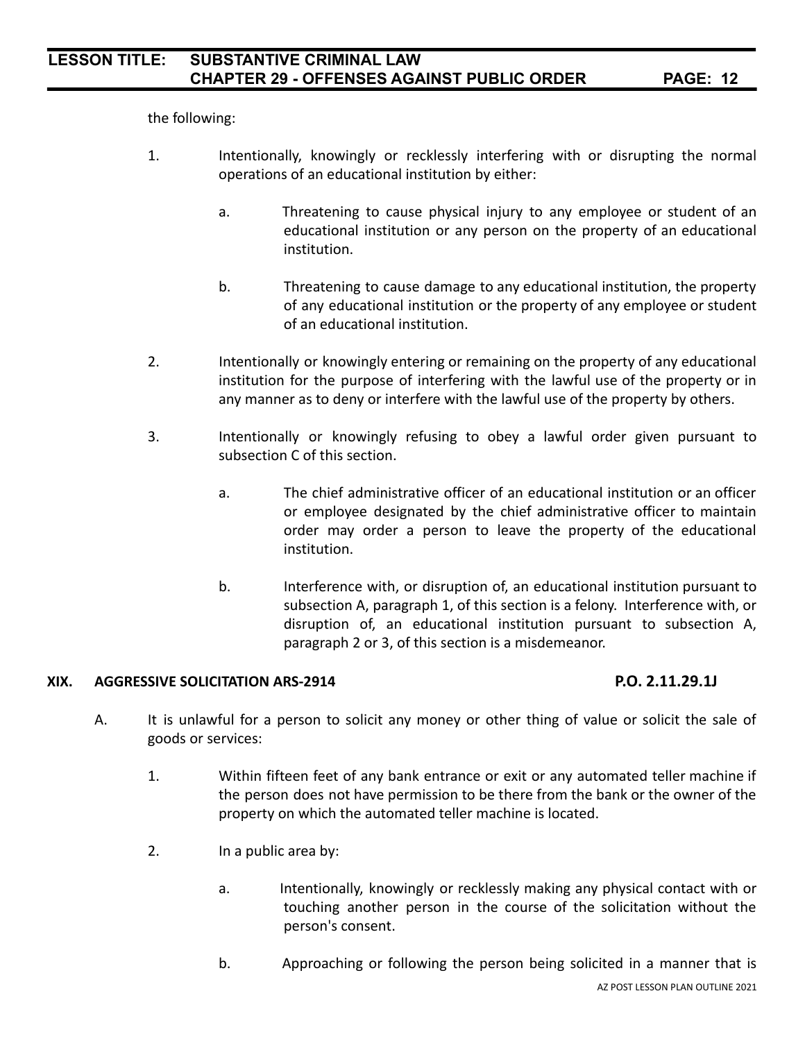the following:

1. Intentionally, knowingly or recklessly interfering with or disrupting the normal operations of an educational institution by either:

    a. Threatening to cause physical injury to any employee or student of an educational institution or any person on the property of an educational institution.

    b. Threatening to cause damage to any educational institution, the property of any educational institution or the property of any employee or student of an educational institution.

2. Intentionally or knowingly entering or remaining on the property of any educational institution for the purpose of interfering with the lawful use of the property or in any manner as to deny or interfere with the lawful use of the property by others.

3. Intentionally or knowingly refusing to obey a lawful order given pursuant to subsection C of this section.

    a. The chief administrative officer of an educational institution or an officer or employee designated by the chief administrative officer to maintain order may order a person to leave the property of the educational institution.

    b. Interference with, or disruption of, an educational institution pursuant to subsection A, paragraph 1, of this section is a felony. Interference with, or disruption of, an educational institution pursuant to subsection A, paragraph 2 or 3, of this section is a misdemeanor.

## XIX. AGGRESSIVE SOLICITATION ARS-2914 P.O. 2.11.29.1J

A. It is unlawful for a person to solicit any money or other thing of value or solicit the sale of goods or services:

1. Within fifteen feet of any bank entrance or exit or any automated teller machine if the person does not have permission to be there from the bank or the owner of the property on which the automated teller machine is located.

2. In a public area by:

    a. Intentionally, knowingly or recklessly making any physical contact with or touching another person in the course of the solicitation without the person's consent.

    b. Approaching or following the person being solicited in a manner that is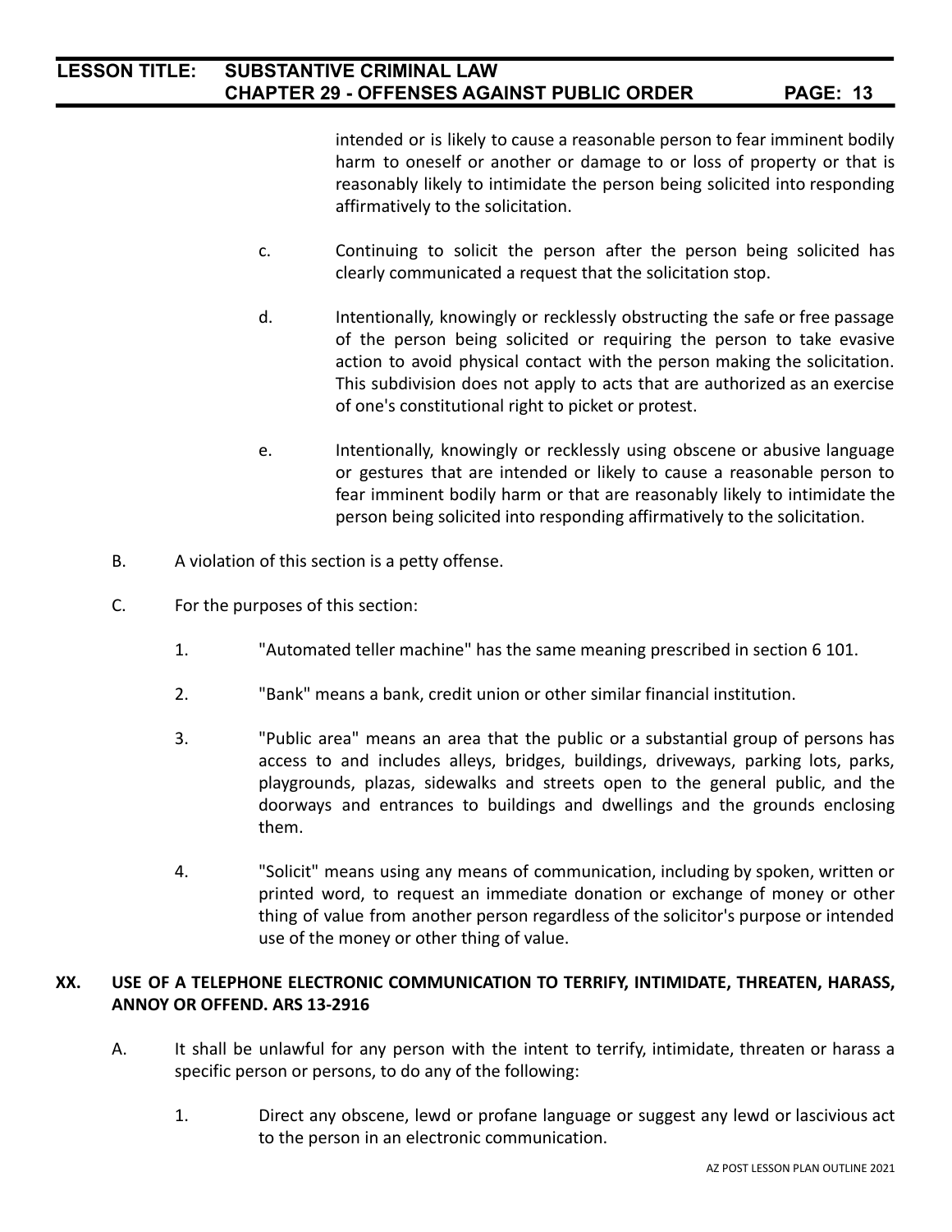intended or is likely to cause a reasonable person to fear imminent bodily harm to oneself or another or damage to or loss of property or that is reasonably likely to intimidate the person being solicited into responding affirmatively to the solicitation.

c. Continuing to solicit the person after the person being solicited has clearly communicated a request that the solicitation stop.

d. Intentionally, knowingly or recklessly obstructing the safe or free passage of the person being solicited or requiring the person to take evasive action to avoid physical contact with the person making the solicitation. This subdivision does not apply to acts that are authorized as an exercise of one's constitutional right to picket or protest.

e. Intentionally, knowingly or recklessly using obscene or abusive language or gestures that are intended or likely to cause a reasonable person to fear imminent bodily harm or that are reasonably likely to intimidate the person being solicited into responding affirmatively to the solicitation.

B. A violation of this section is a petty offense.

C. For the purposes of this section:

1. "Automated teller machine" has the same meaning prescribed in section 6 101.

2. "Bank" means a bank, credit union or other similar financial institution.

3. "Public area" means an area that the public or a substantial group of persons has access to and includes alleys, bridges, buildings, driveways, parking lots, parks, playgrounds, plazas, sidewalks and streets open to the general public, and the doorways and entrances to buildings and dwellings and the grounds enclosing them.

4. "Solicit" means using any means of communication, including by spoken, written or printed word, to request an immediate donation or exchange of money or other thing of value from another person regardless of the solicitor's purpose or intended use of the money or other thing of value.

## XX. USE OF A TELEPHONE ELECTRONIC COMMUNICATION TO TERRIFY, INTIMIDATE, THREATEN, HARASS, ANNOY OR OFFEND. ARS 13-2916

A. It shall be unlawful for any person with the intent to terrify, intimidate, threaten or harass a specific person or persons, to do any of the following:

1. Direct any obscene, lewd or profane language or suggest any lewd or lascivious act to the person in an electronic communication.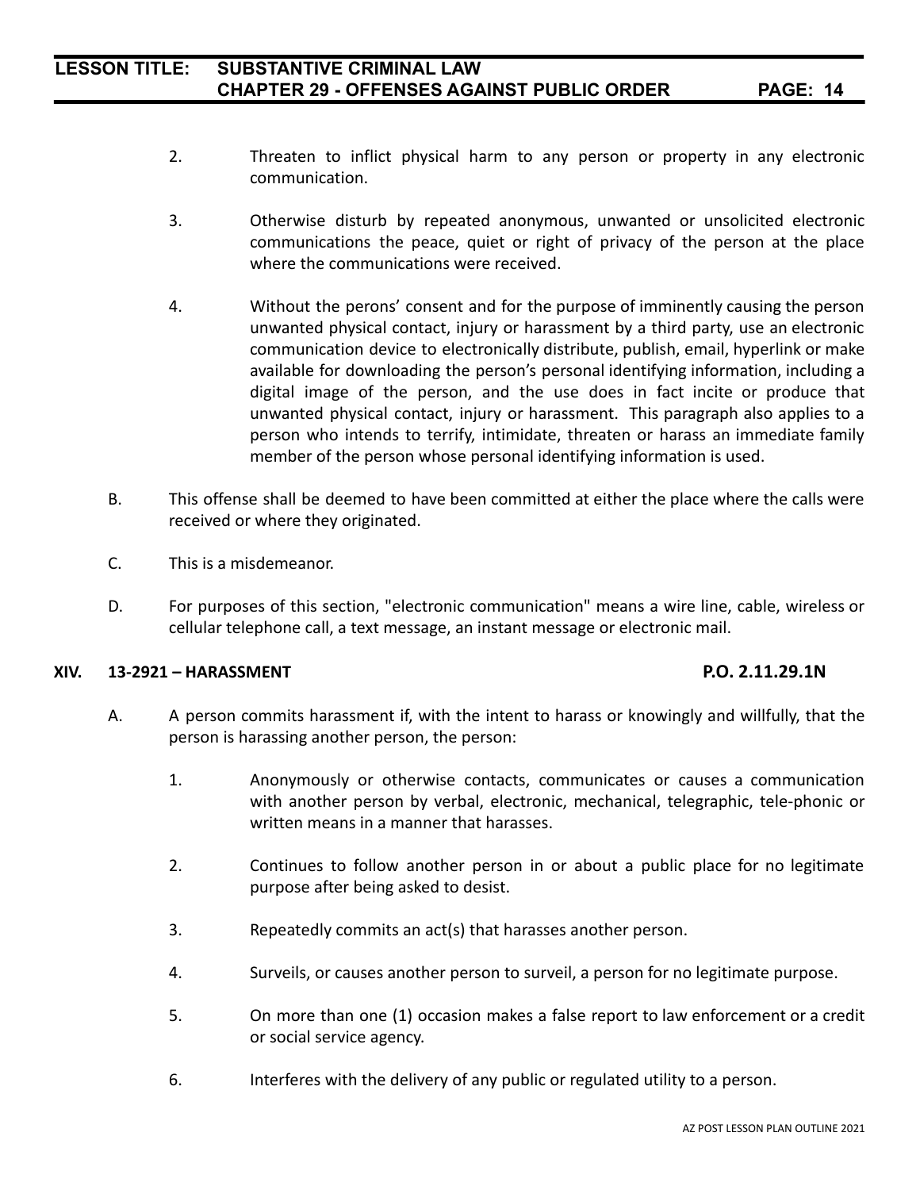2. Threaten to inflict physical harm to any person or property in any electronic communication.

3. Otherwise disturb by repeated anonymous, unwanted or unsolicited electronic communications the peace, quiet or right of privacy of the person at the place where the communications were received.

4. Without the perons' consent and for the purpose of imminently causing the person unwanted physical contact, injury or harassment by a third party, use an electronic communication device to electronically distribute, publish, email, hyperlink or make available for downloading the person's personal identifying information, including a digital image of the person, and the use does in fact incite or produce that unwanted physical contact, injury or harassment. This paragraph also applies to a person who intends to terrify, intimidate, threaten or harass an immediate family member of the person whose personal identifying information is used.

B. This offense shall be deemed to have been committed at either the place where the calls were received or where they originated.

C. This is a misdemeanor.

D. For purposes of this section, "electronic communication" means a wire line, cable, wireless or cellular telephone call, a text message, an instant message or electronic mail.

## XIV. 13-2921 – HARASSMENT P.O. 2.11.29.1N

A. A person commits harassment if, with the intent to harass or knowingly and willfully, that the person is harassing another person, the person:

1. Anonymously or otherwise contacts, communicates or causes a communication with another person by verbal, electronic, mechanical, telegraphic, tele-phonic or written means in a manner that harasses.

2. Continues to follow another person in or about a public place for no legitimate purpose after being asked to desist.

3. Repeatedly commits an act(s) that harasses another person.

4. Surveils, or causes another person to surveil, a person for no legitimate purpose.

5. On more than one (1) occasion makes a false report to law enforcement or a credit or social service agency.

6. Interferes with the delivery of any public or regulated utility to a person.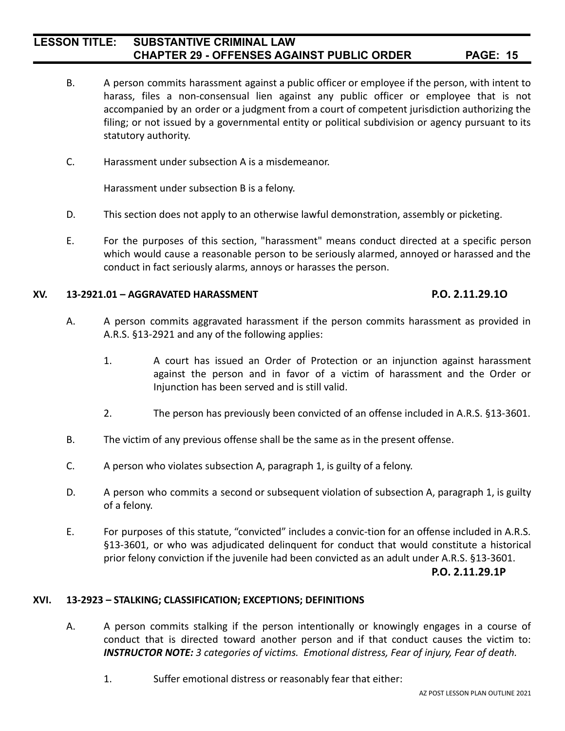B. A person commits harassment against a public officer or employee if the person, with intent to harass, files a non-consensual lien against any public officer or employee that is not accompanied by an order or a judgment from a court of competent jurisdiction authorizing the filing; or not issued by a governmental entity or political subdivision or agency pursuant to its statutory authority.

C. Harassment under subsection A is a misdemeanor.

Harassment under subsection B is a felony.

D. This section does not apply to an otherwise lawful demonstration, assembly or picketing.

E. For the purposes of this section, "harassment" means conduct directed at a specific person which would cause a reasonable person to be seriously alarmed, annoyed or harassed and the conduct in fact seriously alarms, annoys or harasses the person.

## XV. 13-2921.01 – AGGRAVATED HARASSMENT **P.O. 2.11.29.1O**

A. A person commits aggravated harassment if the person commits harassment as provided in A.R.S. §13-2921 and any of the following applies:

1. A court has issued an Order of Protection or an injunction against harassment against the person and in favor of a victim of harassment and the Order or Injunction has been served and is still valid.

2. The person has previously been convicted of an offense included in A.R.S. §13-3601.

B. The victim of any previous offense shall be the same as in the present offense.

C. A person who violates subsection A, paragraph 1, is guilty of a felony.

D. A person who commits a second or subsequent violation of subsection A, paragraph 1, is guilty of a felony.

E. For purposes of this statute, "convicted" includes a convic-tion for an offense included in A.R.S. §13-3601, or who was adjudicated delinquent for conduct that would constitute a historical prior felony conviction if the juvenile had been convicted as an adult under A.R.S. §13-3601.

**P.O. 2.11.29.1P**

## XVI. 13-2923 – STALKING; CLASSIFICATION; EXCEPTIONS; DEFINITIONS

A. A person commits stalking if the person intentionally or knowingly engages in a course of conduct that is directed toward another person and if that conduct causes the victim to: ***INSTRUCTOR NOTE:*** *3 categories of victims. Emotional distress, Fear of injury, Fear of death.*

1. Suffer emotional distress or reasonably fear that either: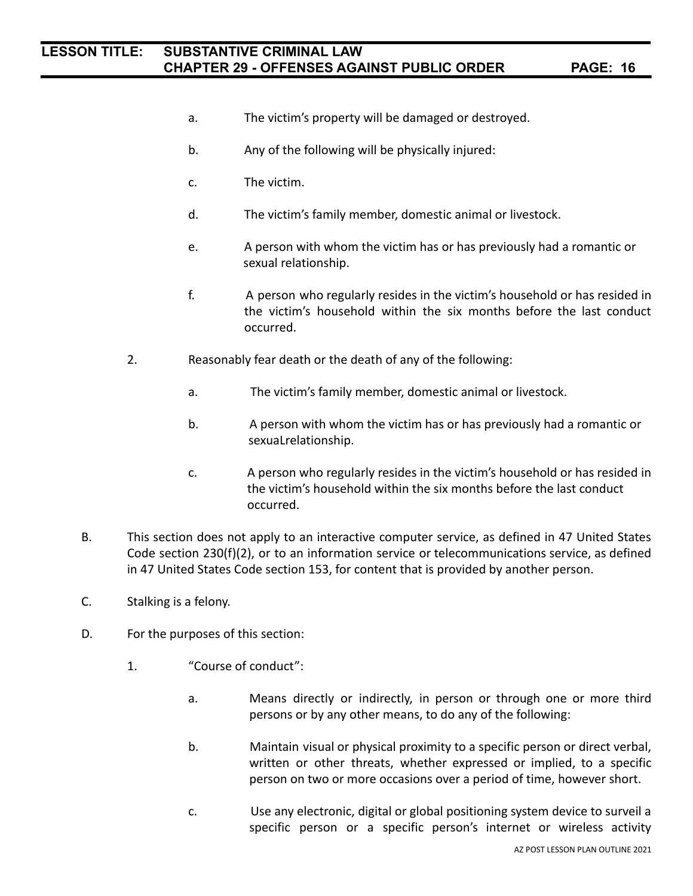a. The victim's property will be damaged or destroyed.

b. Any of the following will be physically injured:

c. The victim.

d. The victim's family member, domestic animal or livestock.

e. A person with whom the victim has or has previously had a romantic or sexual relationship.

f. A person who regularly resides in the victim's household or has resided in the victim's household within the six months before the last conduct occurred.

2. Reasonably fear death or the death of any of the following:

   a. The victim's family member, domestic animal or livestock.

   b. A person with whom the victim has or has previously had a romantic or sexuaLrelationship.

   c. A person who regularly resides in the victim's household or has resided in the victim's household within the six months before the last conduct occurred.

B. This section does not apply to an interactive computer service, as defined in 47 United States Code section 230(f)(2), or to an information service or telecommunications service, as defined in 47 United States Code section 153, for content that is provided by another person.

C. Stalking is a felony.

D. For the purposes of this section:

   1. "Course of conduct":

      a. Means directly or indirectly, in person or through one or more third persons or by any other means, to do any of the following:

      b. Maintain visual or physical proximity to a specific person or direct verbal, written or other threats, whether expressed or implied, to a specific person on two or more occasions over a period of time, however short.

      c. Use any electronic, digital or global positioning system device to surveil a specific person or a specific person's internet or wireless activity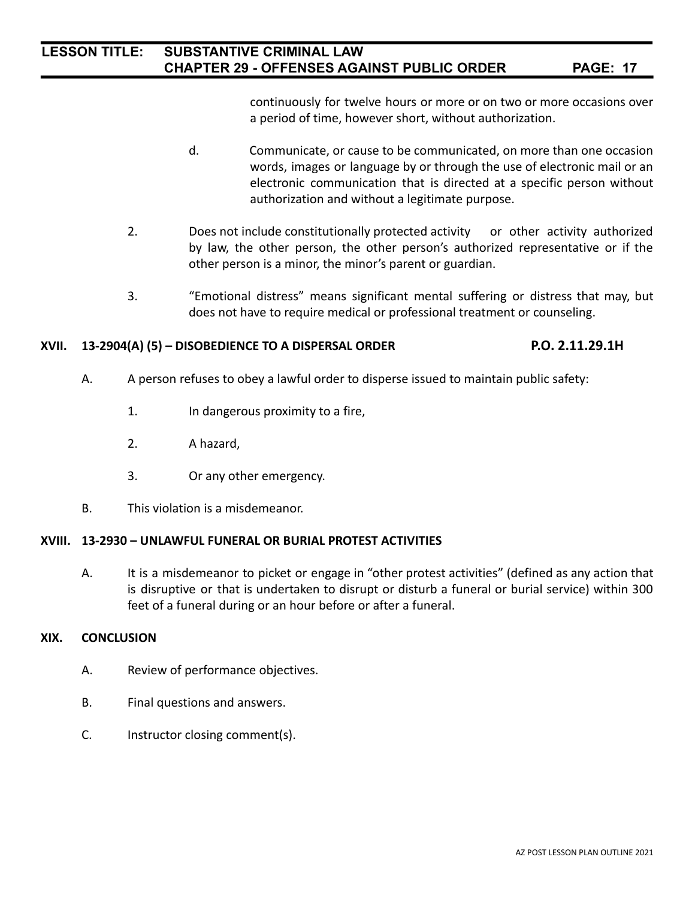continuously for twelve hours or more or on two or more occasions over a period of time, however short, without authorization.

d. Communicate, or cause to be communicated, on more than one occasion words, images or language by or through the use of electronic mail or an electronic communication that is directed at a specific person without authorization and without a legitimate purpose.

2. Does not include constitutionally protected activity or other activity authorized by law, the other person, the other person's authorized representative or if the other person is a minor, the minor's parent or guardian.

3. "Emotional distress" means significant mental suffering or distress that may, but does not have to require medical or professional treatment or counseling.

## XVII. 13-2904(A) (5) – DISOBEDIENCE TO A DISPERSAL ORDER P.O. 2.11.29.1H

A. A person refuses to obey a lawful order to disperse issued to maintain public safety:

1. In dangerous proximity to a fire,

2. A hazard,

3. Or any other emergency.

B. This violation is a misdemeanor.

## XVIII. 13-2930 – UNLAWFUL FUNERAL OR BURIAL PROTEST ACTIVITIES

A. It is a misdemeanor to picket or engage in "other protest activities" (defined as any action that is disruptive or that is undertaken to disrupt or disturb a funeral or burial service) within 300 feet of a funeral during or an hour before or after a funeral.

## XIX. CONCLUSION

A. Review of performance objectives.

B. Final questions and answers.

C. Instructor closing comment(s).